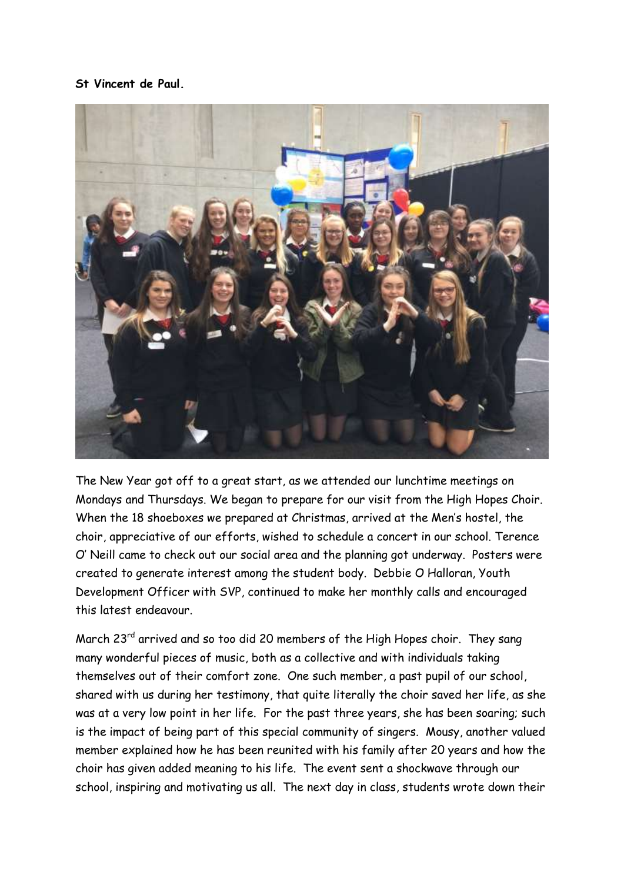**St Vincent de Paul.**

The New Year got off to a great start, as we attended our lunchtime meetings on Mondays and Thursdays. We began to prepare for our visit from the High Hopes Choir. When the 18 shoeboxes we prepared at Christmas, arrived at the Men's hostel, the choir, appreciative of our efforts, wished to schedule a concert in our school. Terence O' Neill came to check out our social area and the planning got underway. Posters were created to generate interest among the student body. Debbie O Halloran, Youth Development Officer with SVP, continued to make her monthly calls and encouraged this latest endeavour.

March 23rd arrived and so too did 20 members of the High Hopes choir. They sang many wonderful pieces of music, both as a collective and with individuals taking themselves out of their comfort zone. One such member, a past pupil of our school, shared with us during her testimony, that quite literally the choir saved her life, as she was at a very low point in her life. For the past three years, she has been soaring; such is the impact of being part of this special community of singers. Mousy, another valued member explained how he has been reunited with his family after 20 years and how the choir has given added meaning to his life. The event sent a shockwave through our school, inspiring and motivating us all. The next day in class, students wrote down their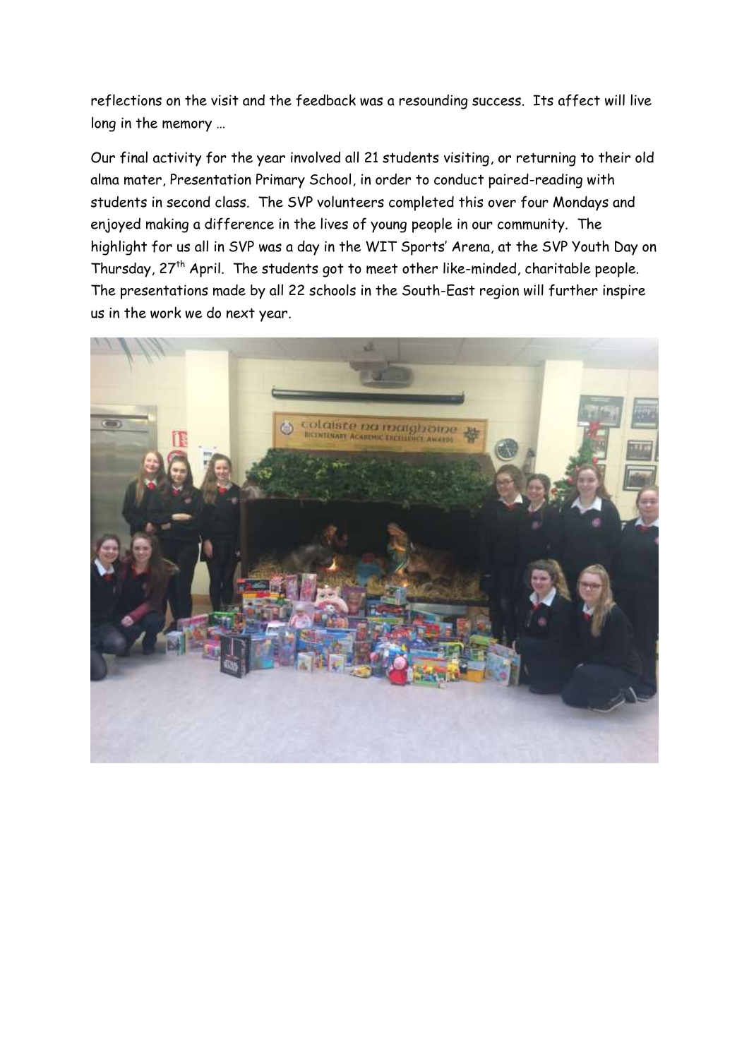reflections on the visit and the feedback was a resounding success. Its affect will live long in the memory …

Our final activity for the year involved all 21 students visiting, or returning to their old alma mater, Presentation Primary School, in order to conduct paired-reading with students in second class. The SVP volunteers completed this over four Mondays and enjoyed making a difference in the lives of young people in our community. The highlight for us all in SVP was a day in the WIT Sports' Arena, at the SVP Youth Day on Thursday, 27th April. The students got to meet other like-minded, charitable people. The presentations made by all 22 schools in the South-East region will further inspire us in the work we do next year.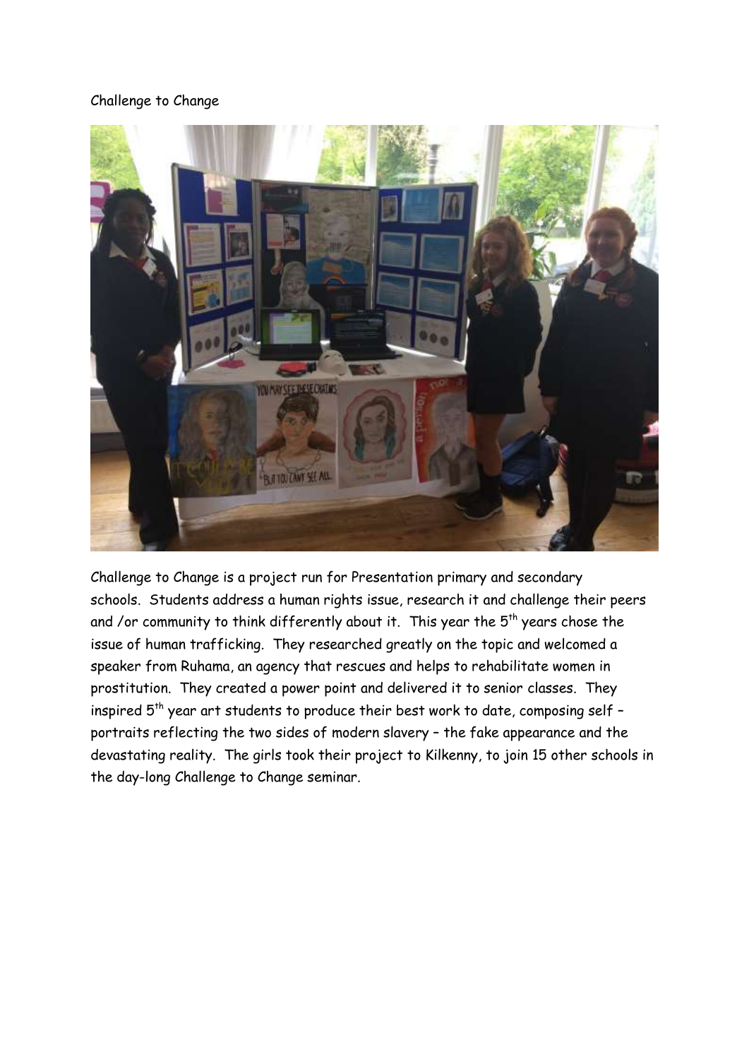Challenge to Change

Challenge to Change is a project run for Presentation primary and secondary schools. Students address a human rights issue, research it and challenge their peers and /or community to think differently about it. This year the 5th years chose the issue of human trafficking. They researched greatly on the topic and welcomed a speaker from Ruhama, an agency that rescues and helps to rehabilitate women in prostitution. They created a power point and delivered it to senior classes. They inspired 5th year art students to produce their best work to date, composing self – portraits reflecting the two sides of modern slavery – the fake appearance and the devastating reality. The girls took their project to Kilkenny, to join 15 other schools in the day-long Challenge to Change seminar.